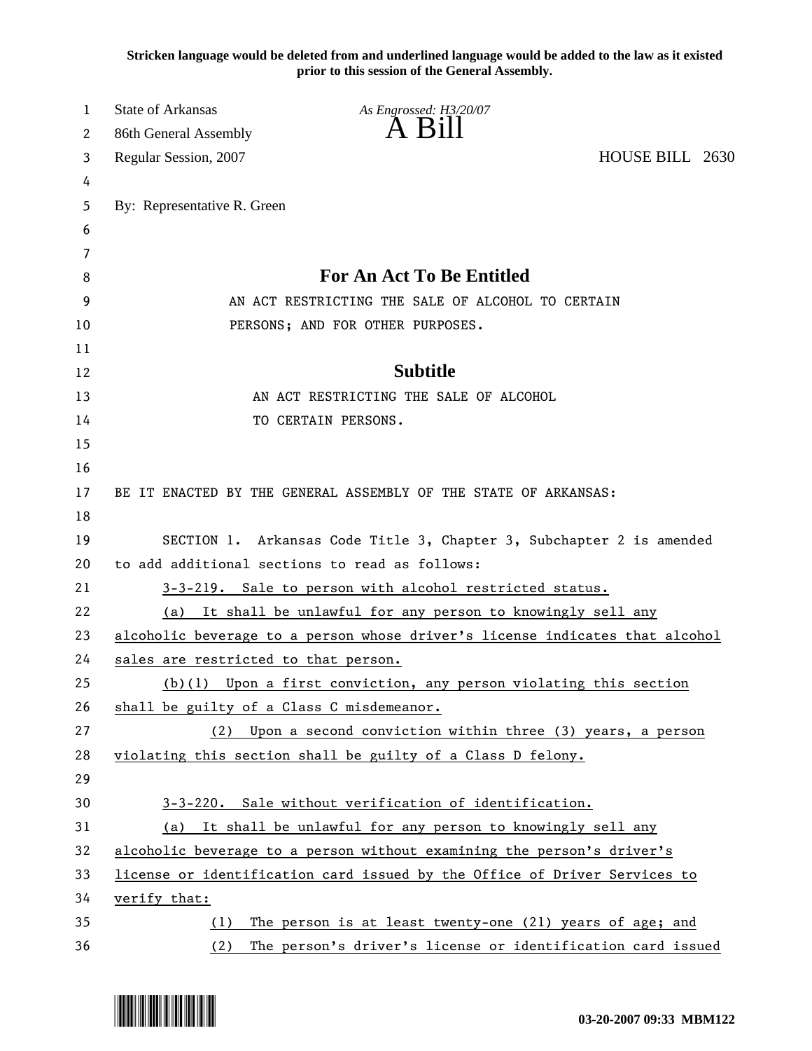**Stricken language would be deleted from and underlined language would be added to the law as it existed prior to this session of the General Assembly.**

State of Arkansas *As Engrossed: H3/20/07*

86th General Assembly **A Bill**

Regular Session, 2007 HOUSE BILL 2630

By: Representative R. Green

## For An Act To Be Entitled

AN ACT RESTRICTING THE SALE OF ALCOHOL TO CERTAIN PERSONS; AND FOR OTHER PURPOSES.

## Subtitle

AN ACT RESTRICTING THE SALE OF ALCOHOL TO CERTAIN PERSONS.

BE IT ENACTED BY THE GENERAL ASSEMBLY OF THE STATE OF ARKANSAS:

SECTION 1. Arkansas Code Title 3, Chapter 3, Subchapter 2 is amended to add additional sections to read as follows:

<u>3-3-219. Sale to person with alcohol restricted status.</u>

<u>(a) It shall be unlawful for any person to knowingly sell any alcoholic beverage to a person whose driver's license indicates that alcohol sales are restricted to that person.</u>

<u>(b)(1) Upon a first conviction, any person violating this section shall be guilty of a Class C misdemeanor.</u>

<u>(2) Upon a second conviction within three (3) years, a person violating this section shall be guilty of a Class D felony.</u>

<u>3-3-220. Sale without verification of identification.</u>

<u>(a) It shall be unlawful for any person to knowingly sell any alcoholic beverage to a person without examining the person's driver's license or identification card issued by the Office of Driver Services to verify that:</u>

<u>(1) The person is at least twenty-one (21) years of age; and</u>

<u>(2) The person's driver's license or identification card issued</u>

03-20-2007 09:33 MBM122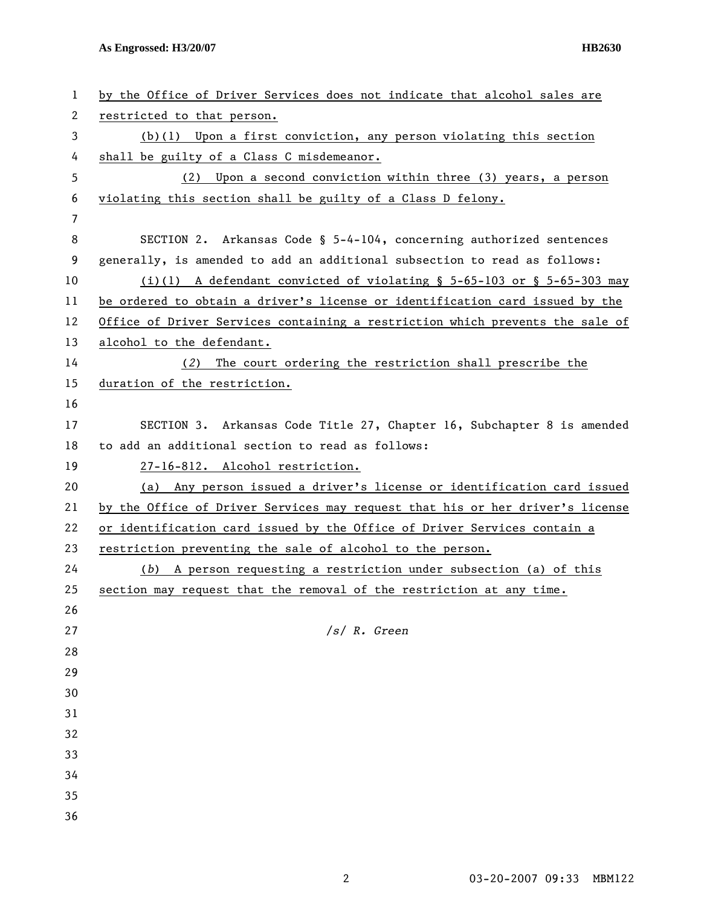by the Office of Driver Services does not indicate that alcohol sales are restricted to that person.

(b)(1) Upon a first conviction, any person violating this section shall be guilty of a Class C misdemeanor.

(2) Upon a second conviction within three (3) years, a person violating this section shall be guilty of a Class D felony.

SECTION 2. Arkansas Code § 5-4-104, concerning authorized sentences generally, is amended to add an additional subsection to read as follows:

(i)(1) A defendant convicted of violating § 5-65-103 or § 5-65-303 may be ordered to obtain a driver's license or identification card issued by the Office of Driver Services containing a restriction which prevents the sale of alcohol to the defendant.

(2) The court ordering the restriction shall prescribe the duration of the restriction.

SECTION 3. Arkansas Code Title 27, Chapter 16, Subchapter 8 is amended to add an additional section to read as follows:

27-16-812. Alcohol restriction.

(a) Any person issued a driver's license or identification card issued by the Office of Driver Services may request that his or her driver's license or identification card issued by the Office of Driver Services contain a restriction preventing the sale of alcohol to the person.

(b) A person requesting a restriction under subsection (a) of this section may request that the removal of the restriction at any time.

*/s/ R. Green*